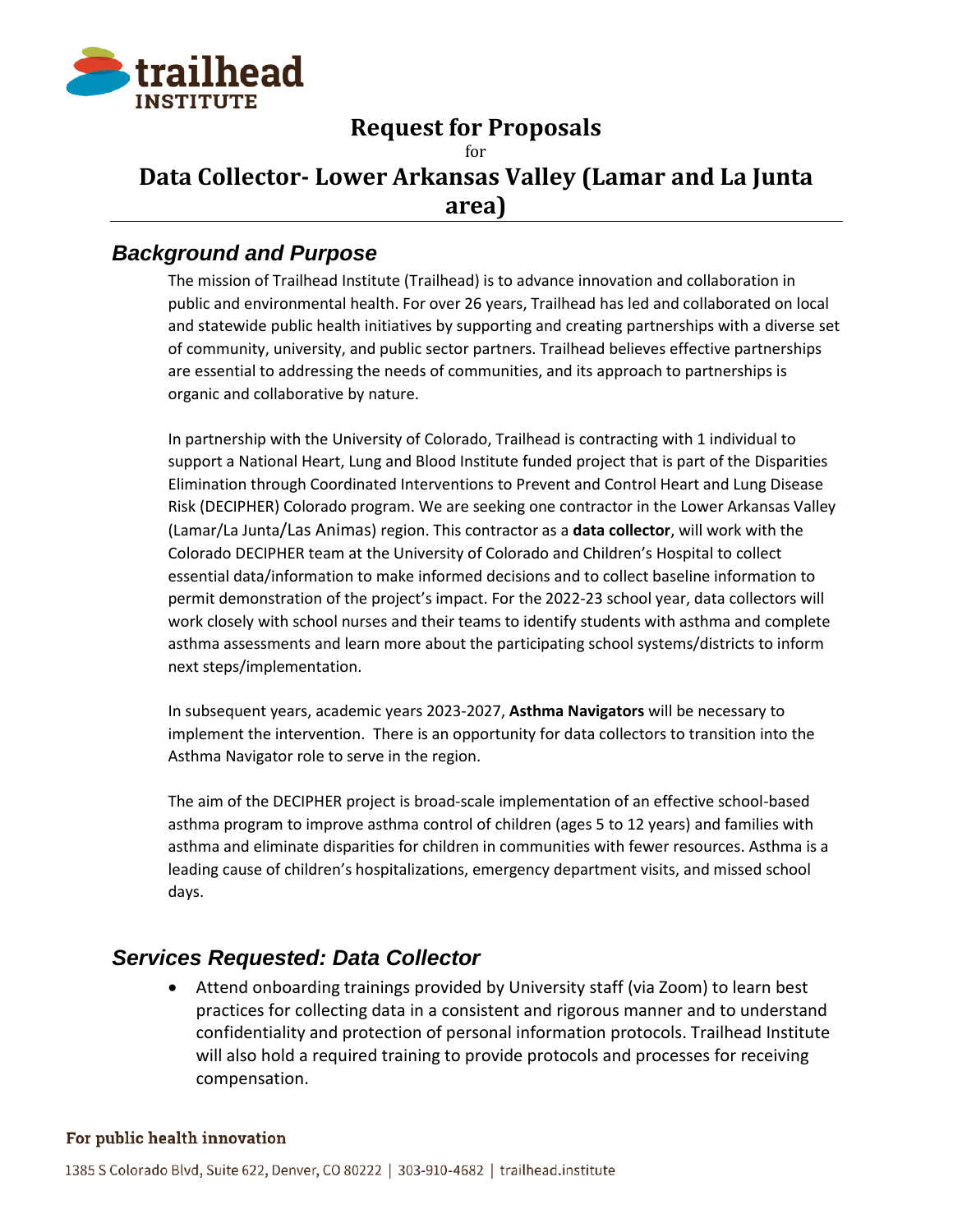# Request for Proposals

for

# Data Collector- Lower Arkansas Valley (Lamar and La Junta area)

## *Background and Purpose*

The mission of Trailhead Institute (Trailhead) is to advance innovation and collaboration in public and environmental health. For over 26 years, Trailhead has led and collaborated on local and statewide public health initiatives by supporting and creating partnerships with a diverse set of community, university, and public sector partners. Trailhead believes effective partnerships are essential to addressing the needs of communities, and its approach to partnerships is organic and collaborative by nature.

In partnership with the University of Colorado, Trailhead is contracting with 1 individual to support a National Heart, Lung and Blood Institute funded project that is part of the Disparities Elimination through Coordinated Interventions to Prevent and Control Heart and Lung Disease Risk (DECIPHER) Colorado program. We are seeking one contractor in the Lower Arkansas Valley (Lamar/La Junta/Las Animas) region. This contractor as a **data collector**, will work with the Colorado DECIPHER team at the University of Colorado and Children's Hospital to collect essential data/information to make informed decisions and to collect baseline information to permit demonstration of the project's impact. For the 2022-23 school year, data collectors will work closely with school nurses and their teams to identify students with asthma and complete asthma assessments and learn more about the participating school systems/districts to inform next steps/implementation.

In subsequent years, academic years 2023-2027, **Asthma Navigators** will be necessary to implement the intervention. There is an opportunity for data collectors to transition into the Asthma Navigator role to serve in the region.

The aim of the DECIPHER project is broad-scale implementation of an effective school-based asthma program to improve asthma control of children (ages 5 to 12 years) and families with asthma and eliminate disparities for children in communities with fewer resources. Asthma is a leading cause of children's hospitalizations, emergency department visits, and missed school days.

## *Services Requested: Data Collector*

- Attend onboarding trainings provided by University staff (via Zoom) to learn best practices for collecting data in a consistent and rigorous manner and to understand confidentiality and protection of personal information protocols. Trailhead Institute will also hold a required training to provide protocols and processes for receiving compensation.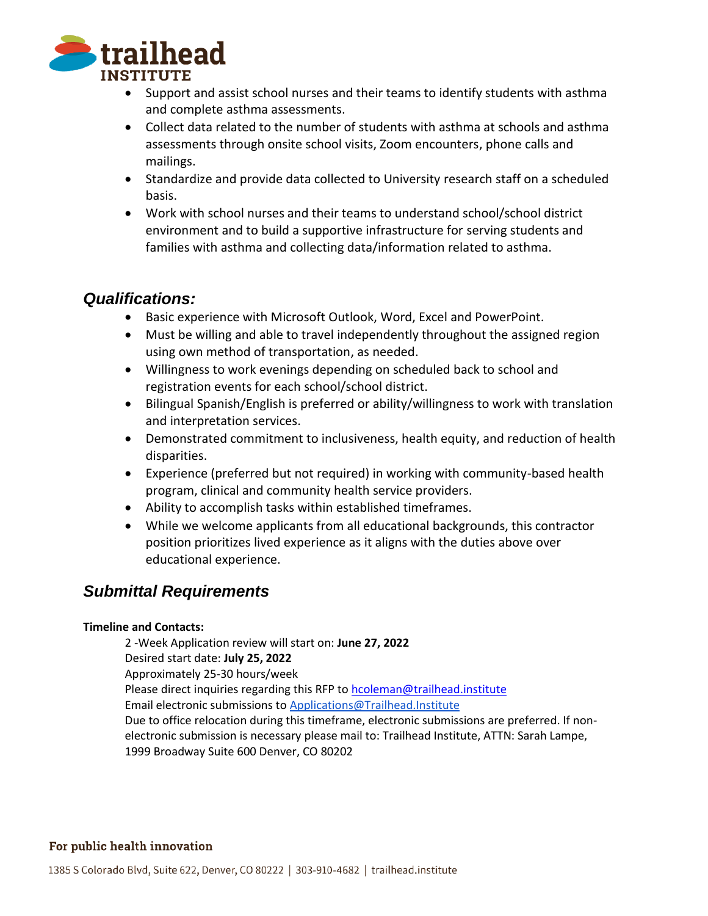- Support and assist school nurses and their teams to identify students with asthma and complete asthma assessments.
- Collect data related to the number of students with asthma at schools and asthma assessments through onsite school visits, Zoom encounters, phone calls and mailings.
- Standardize and provide data collected to University research staff on a scheduled basis.
- Work with school nurses and their teams to understand school/school district environment and to build a supportive infrastructure for serving students and families with asthma and collecting data/information related to asthma.

## *Qualifications:*

- Basic experience with Microsoft Outlook, Word, Excel and PowerPoint.
- Must be willing and able to travel independently throughout the assigned region using own method of transportation, as needed.
- Willingness to work evenings depending on scheduled back to school and registration events for each school/school district.
- Bilingual Spanish/English is preferred or ability/willingness to work with translation and interpretation services.
- Demonstrated commitment to inclusiveness, health equity, and reduction of health disparities.
- Experience (preferred but not required) in working with community-based health program, clinical and community health service providers.
- Ability to accomplish tasks within established timeframes.
- While we welcome applicants from all educational backgrounds, this contractor position prioritizes lived experience as it aligns with the duties above over educational experience.

## *Submittal Requirements*

**Timeline and Contacts:**

2 -Week Application review will start on: **June 27, 2022**
Desired start date: **July 25, 2022**
Approximately 25-30 hours/week
Please direct inquiries regarding this RFP to hcoleman@trailhead.institute
Email electronic submissions to Applications@Trailhead.Institute
Due to office relocation during this timeframe, electronic submissions are preferred. If non-electronic submission is necessary please mail to: Trailhead Institute, ATTN: Sarah Lampe, 1999 Broadway Suite 600 Denver, CO 80202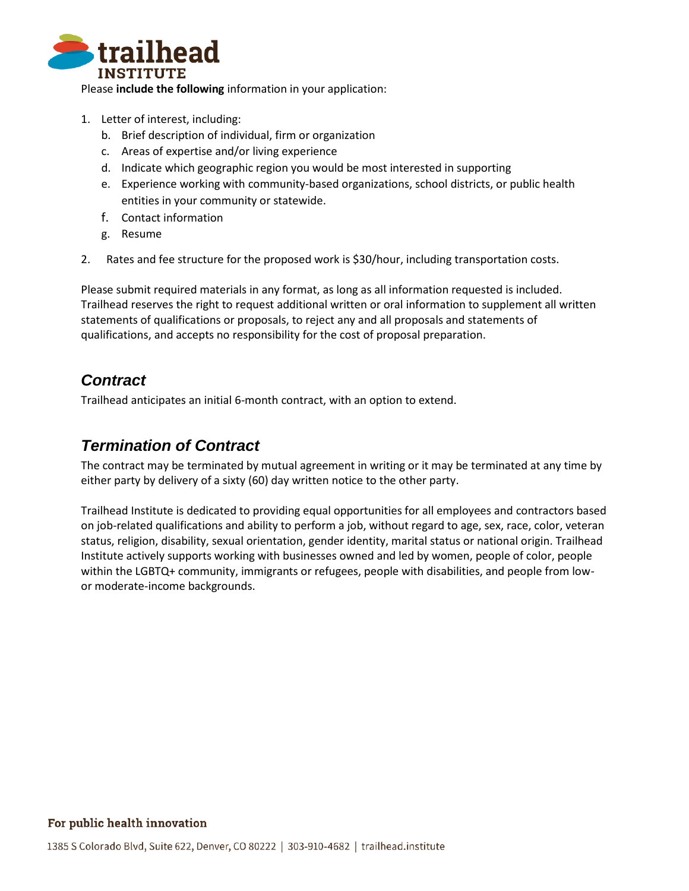Please **include the following** information in your application:

1. Letter of interest, including:
   b. Brief description of individual, firm or organization
   c. Areas of expertise and/or living experience
   d. Indicate which geographic region you would be most interested in supporting
   e. Experience working with community-based organizations, school districts, or public health entities in your community or statewide.
   f. Contact information
   g. Resume
2. Rates and fee structure for the proposed work is $30/hour, including transportation costs.

Please submit required materials in any format, as long as all information requested is included. Trailhead reserves the right to request additional written or oral information to supplement all written statements of qualifications or proposals, to reject any and all proposals and statements of qualifications, and accepts no responsibility for the cost of proposal preparation.

## *Contract*

Trailhead anticipates an initial 6-month contract, with an option to extend.

## *Termination of Contract*

The contract may be terminated by mutual agreement in writing or it may be terminated at any time by either party by delivery of a sixty (60) day written notice to the other party.

Trailhead Institute is dedicated to providing equal opportunities for all employees and contractors based on job-related qualifications and ability to perform a job, without regard to age, sex, race, color, veteran status, religion, disability, sexual orientation, gender identity, marital status or national origin. Trailhead Institute actively supports working with businesses owned and led by women, people of color, people within the LGBTQ+ community, immigrants or refugees, people with disabilities, and people from low- or moderate-income backgrounds.